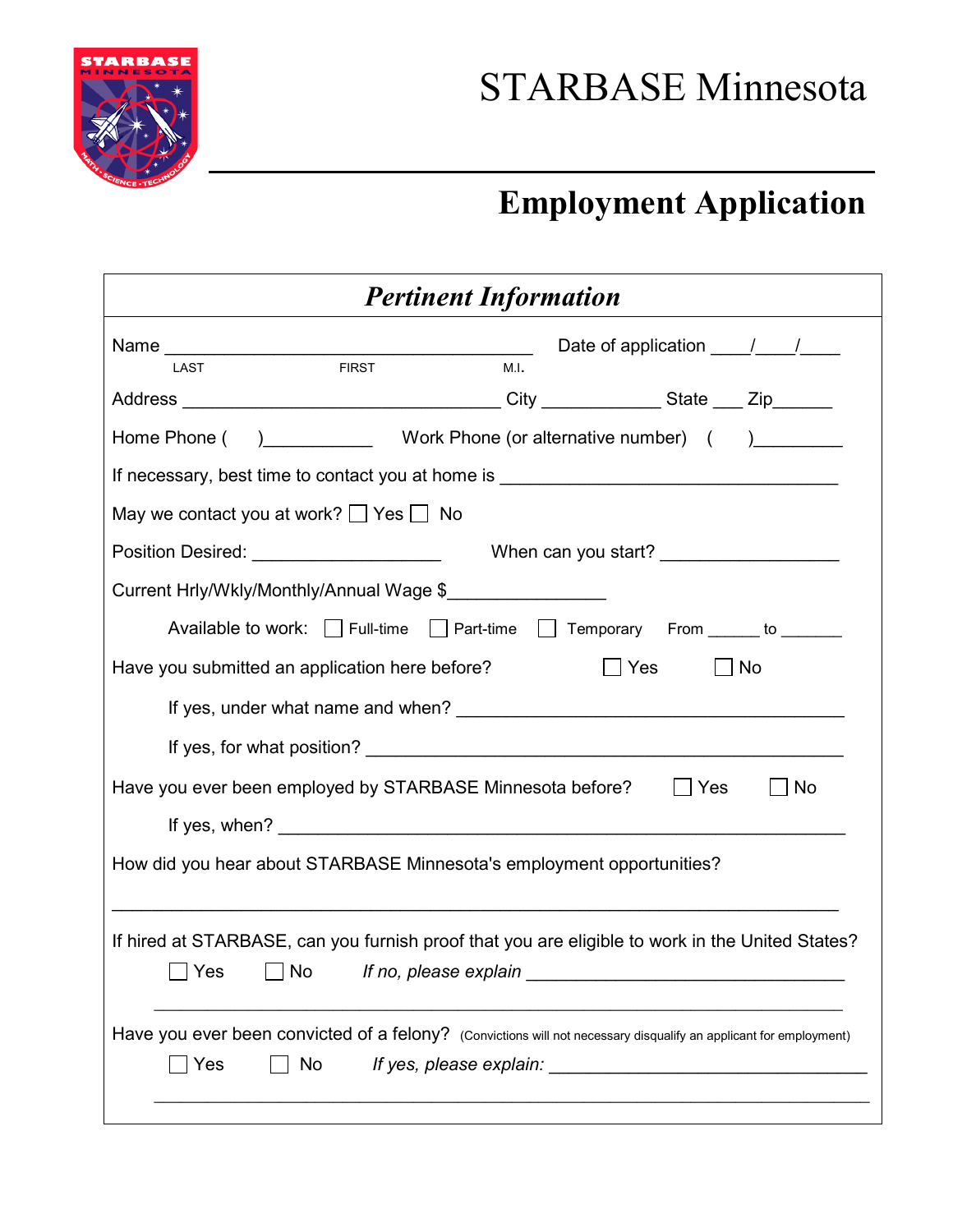# STARBASE Minnesota

## Employment Application

### *Pertinent Information*

Name ___________________________________ Date of application ____/____/____
LAST FIRST M.I.

Address _______________________________ City ____________ State ___ Zip______

Home Phone ( )___________ Work Phone (or alternative number) ( )_________

If necessary, best time to contact you at home is _________________________________

May we contact you at work? ☐ Yes ☐ No

Position Desired: __________________ When can you start? _________________

Current Hrly/Wkly/Monthly/Annual Wage $_______________

Available to work: ☐ Full-time ☐ Part-time ☐ Temporary From ______ to _______

Have you submitted an application here before? ☐ Yes ☐ No

If yes, under what name and when? ______________________________________

If yes, for what position? ___________________________________________

Have you ever been employed by STARBASE Minnesota before? ☐ Yes ☐ No

If yes, when? ______________________________________________________

How did you hear about STARBASE Minnesota's employment opportunities?

_______________________________________________________________________

If hired at STARBASE, can you furnish proof that you are eligible to work in the United States?

☐ Yes ☐ No *If no, please explain* ________________________________

_______________________________________________________________________

Have you ever been convicted of a felony? (Convictions will not necessary disqualify an applicant for employment)

☐ Yes ☐ No *If yes, please explain:* ________________________________

_______________________________________________________________________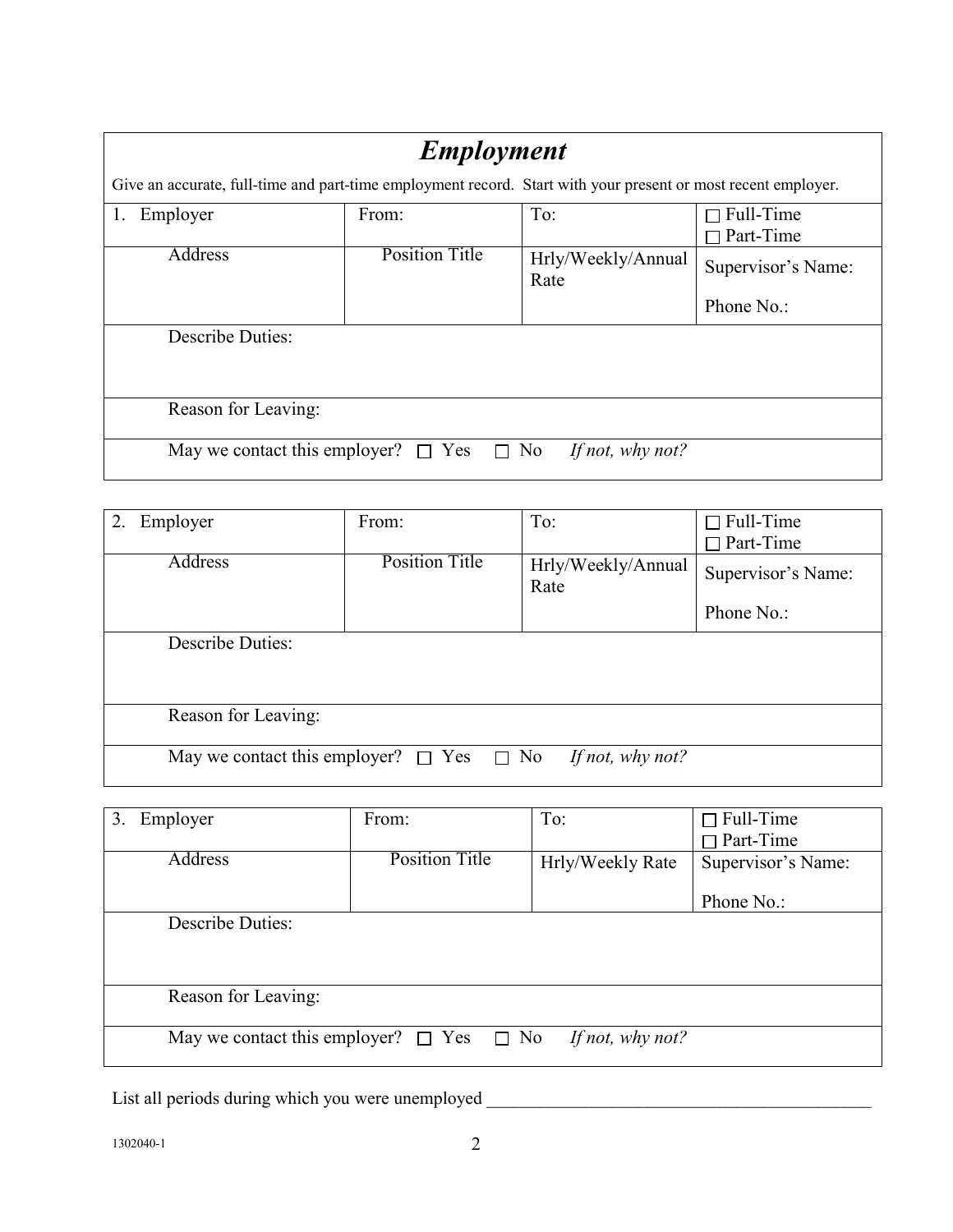## *Employment*

Give an accurate, full-time and part-time employment record. Start with your present or most recent employer.

| 1. Employer | From: | To: | ☐ Full-Time ☐ Part-Time |
|---|---|---|---|
| Address | Position Title | Hrly/Weekly/Annual Rate | Supervisor's Name: Phone No.: |
| Describe Duties: | | | |
| Reason for Leaving: | | | |
| May we contact this employer? ☐ Yes ☐ No *If not, why not?* | | | |

| 2. Employer | From: | To: | ☐ Full-Time ☐ Part-Time |
|---|---|---|---|
| Address | Position Title | Hrly/Weekly/Annual Rate | Supervisor's Name: Phone No.: |
| Describe Duties: | | | |
| Reason for Leaving: | | | |
| May we contact this employer? ☐ Yes ☐ No *If not, why not?* | | | |

| 3. Employer | From: | To: | ☐ Full-Time ☐ Part-Time |
|---|---|---|---|
| Address | Position Title | Hrly/Weekly Rate | Supervisor's Name: Phone No.: |
| Describe Duties: | | | |
| Reason for Leaving: | | | |
| May we contact this employer? ☐ Yes ☐ No *If not, why not?* | | | |

List all periods during which you were unemployed ____________________________________________

1302040-1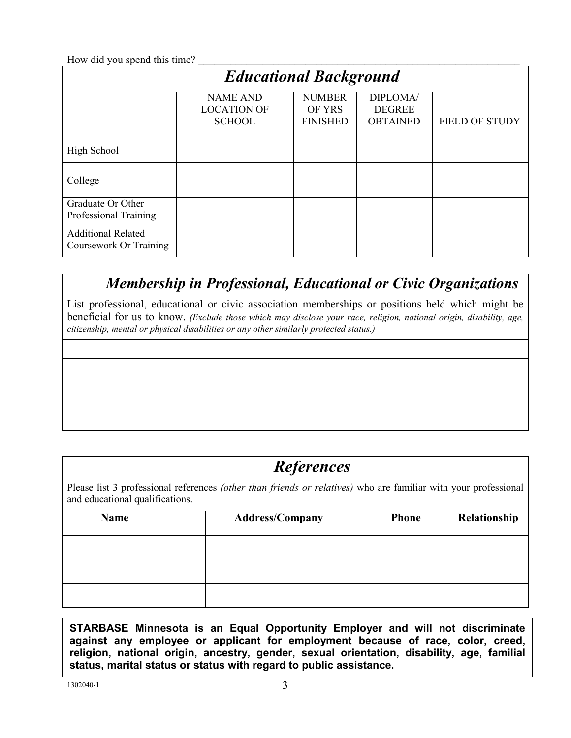How did you spend this time? ______________________________________________________________

## *Educational Background*

| | NAME AND LOCATION OF SCHOOL | NUMBER OF YRS FINISHED | DIPLOMA/ DEGREE OBTAINED | FIELD OF STUDY |
|---|---|---|---|---|
| High School | | | | |
| College | | | | |
| Graduate Or Other Professional Training | | | | |
| Additional Related Coursework Or Training | | | | |

## *Membership in Professional, Educational or Civic Organizations*

List professional, educational or civic association memberships or positions held which might be beneficial for us to know. *(Exclude those which may disclose your race, religion, national origin, disability, age, citizenship, mental or physical disabilities or any other similarly protected status.)*

______________________________________________________________

______________________________________________________________

______________________________________________________________

______________________________________________________________

## *References*

Please list 3 professional references *(other than friends or relatives)* who are familiar with your professional and educational qualifications.

| **Name** | **Address/Company** | **Phone** | **Relationship** |
|---|---|---|---|
| | | | |
| | | | |
| | | | |

**STARBASE Minnesota is an Equal Opportunity Employer and will not discriminate against any employee or applicant for employment because of race, color, creed, religion, national origin, ancestry, gender, sexual orientation, disability, age, familial status, marital status or status with regard to public assistance.**

1302040-1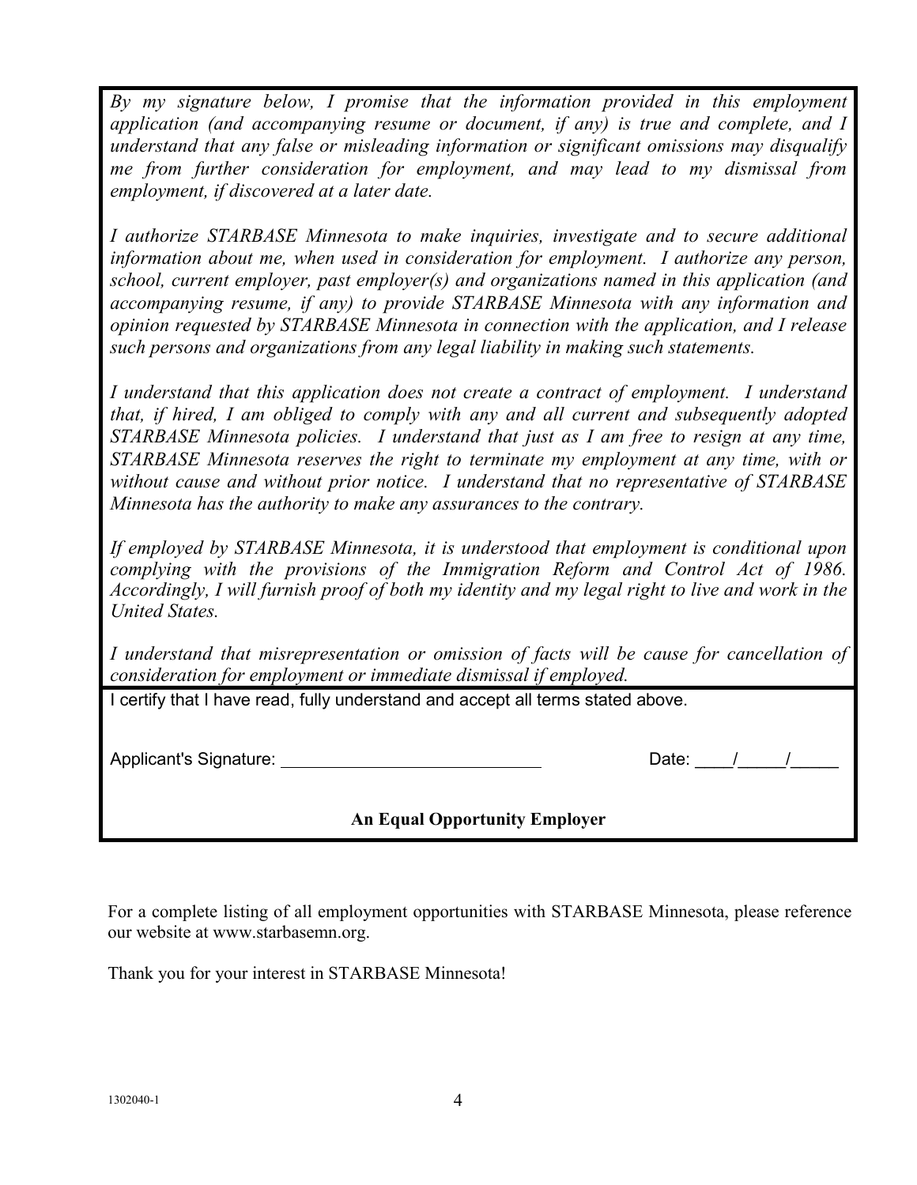*By my signature below, I promise that the information provided in this employment application (and accompanying resume or document, if any) is true and complete, and I understand that any false or misleading information or significant omissions may disqualify me from further consideration for employment, and may lead to my dismissal from employment, if discovered at a later date.*

*I authorize STARBASE Minnesota to make inquiries, investigate and to secure additional information about me, when used in consideration for employment. I authorize any person, school, current employer, past employer(s) and organizations named in this application (and accompanying resume, if any) to provide STARBASE Minnesota with any information and opinion requested by STARBASE Minnesota in connection with the application, and I release such persons and organizations from any legal liability in making such statements.*

*I understand that this application does not create a contract of employment. I understand that, if hired, I am obliged to comply with any and all current and subsequently adopted STARBASE Minnesota policies. I understand that just as I am free to resign at any time, STARBASE Minnesota reserves the right to terminate my employment at any time, with or without cause and without prior notice. I understand that no representative of STARBASE Minnesota has the authority to make any assurances to the contrary.*

*If employed by STARBASE Minnesota, it is understood that employment is conditional upon complying with the provisions of the Immigration Reform and Control Act of 1986. Accordingly, I will furnish proof of both my identity and my legal right to live and work in the United States.*

*I understand that misrepresentation or omission of facts will be cause for cancellation of consideration for employment or immediate dismissal if employed.*

I certify that I have read, fully understand and accept all terms stated above.

Applicant's Signature: ____________________________ Date: ____/_____/_____

**An Equal Opportunity Employer**

For a complete listing of all employment opportunities with STARBASE Minnesota, please reference our website at www.starbasemn.org.

Thank you for your interest in STARBASE Minnesota!

1302040-1